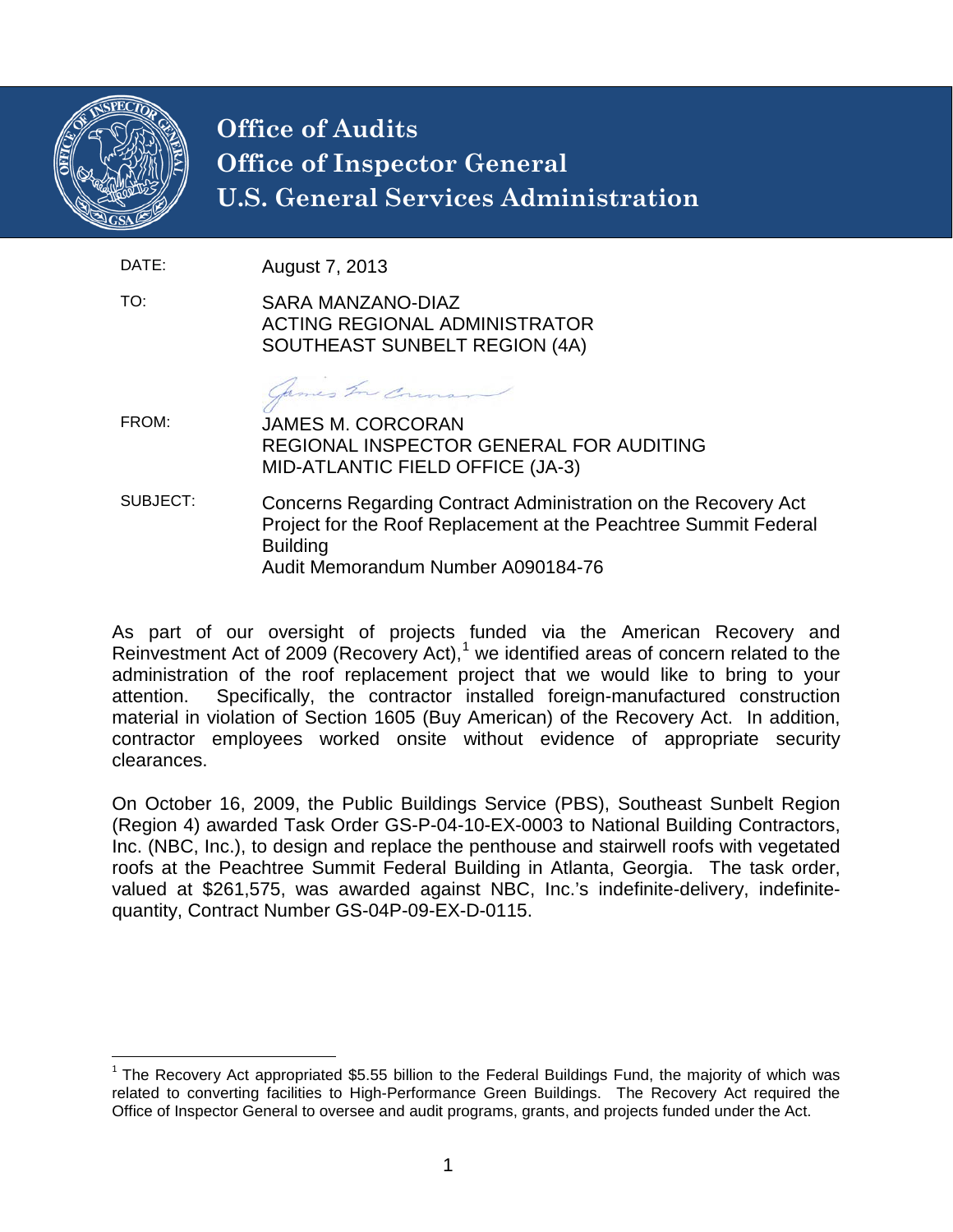# Office of Audits
# Office of Inspector General
# U.S. General Services Administration

DATE: August 7, 2013

TO: SARA MANZANO-DIAZ
ACTING REGIONAL ADMINISTRATOR
SOUTHEAST SUNBELT REGION (4A)

FROM: JAMES M. CORCORAN
REGIONAL INSPECTOR GENERAL FOR AUDITING
MID-ATLANTIC FIELD OFFICE (JA-3)

SUBJECT: Concerns Regarding Contract Administration on the Recovery Act Project for the Roof Replacement at the Peachtree Summit Federal Building
Audit Memorandum Number A090184-76

As part of our oversight of projects funded via the American Recovery and Reinvestment Act of 2009 (Recovery Act),[1] we identified areas of concern related to the administration of the roof replacement project that we would like to bring to your attention. Specifically, the contractor installed foreign-manufactured construction material in violation of Section 1605 (Buy American) of the Recovery Act. In addition, contractor employees worked onsite without evidence of appropriate security clearances.

On October 16, 2009, the Public Buildings Service (PBS), Southeast Sunbelt Region (Region 4) awarded Task Order GS-P-04-10-EX-0003 to National Building Contractors, Inc. (NBC, Inc.), to design and replace the penthouse and stairwell roofs with vegetated roofs at the Peachtree Summit Federal Building in Atlanta, Georgia. The task order, valued at $261,575, was awarded against NBC, Inc.'s indefinite-delivery, indefinite-quantity, Contract Number GS-04P-09-EX-D-0115.

[1] The Recovery Act appropriated $5.55 billion to the Federal Buildings Fund, the majority of which was related to converting facilities to High-Performance Green Buildings. The Recovery Act required the Office of Inspector General to oversee and audit programs, grants, and projects funded under the Act.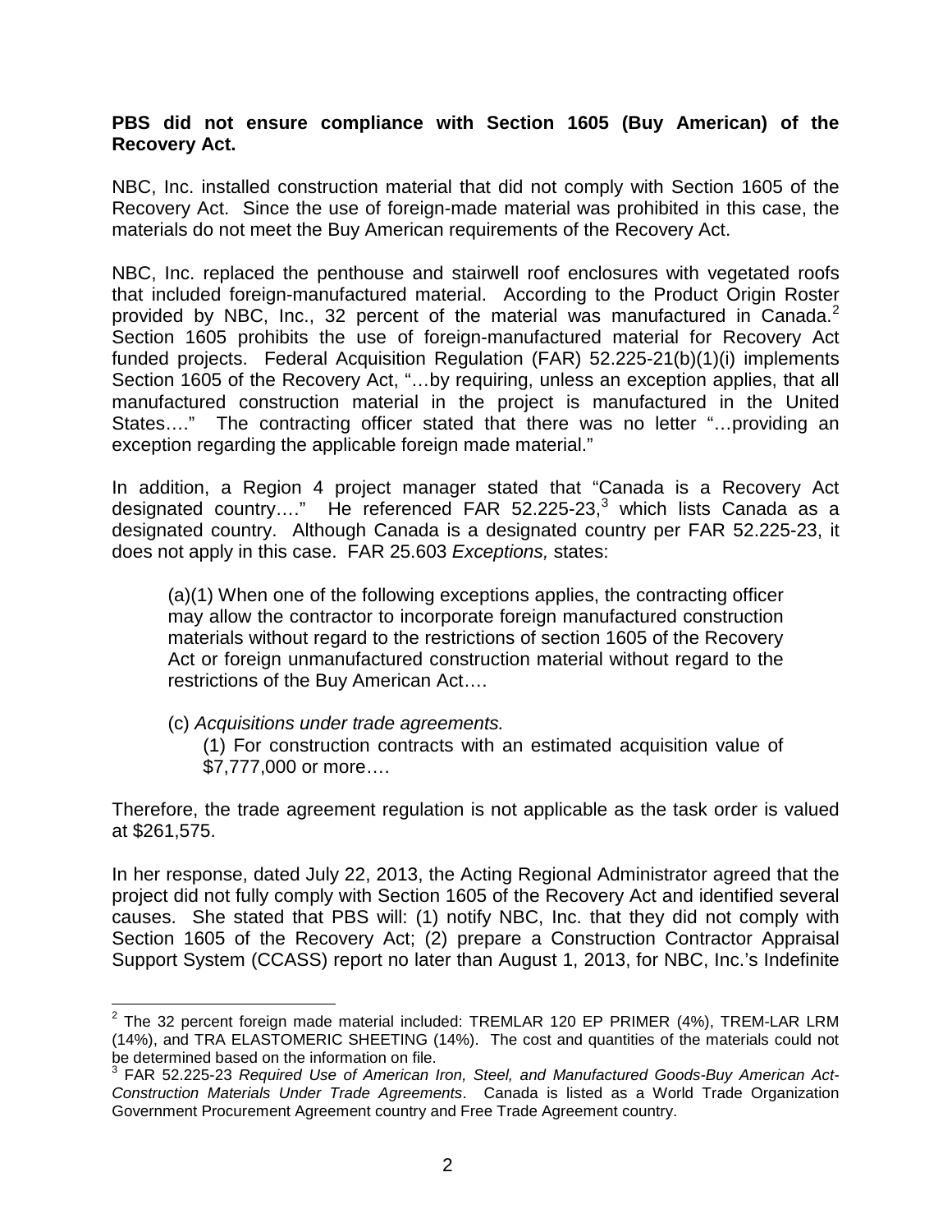**PBS did not ensure compliance with Section 1605 (Buy American) of the Recovery Act.**

NBC, Inc. installed construction material that did not comply with Section 1605 of the Recovery Act. Since the use of foreign-made material was prohibited in this case, the materials do not meet the Buy American requirements of the Recovery Act.

NBC, Inc. replaced the penthouse and stairwell roof enclosures with vegetated roofs that included foreign-manufactured material. According to the Product Origin Roster provided by NBC, Inc., 32 percent of the material was manufactured in Canada.[2] Section 1605 prohibits the use of foreign-manufactured material for Recovery Act funded projects. Federal Acquisition Regulation (FAR) 52.225-21(b)(1)(i) implements Section 1605 of the Recovery Act, "…by requiring, unless an exception applies, that all manufactured construction material in the project is manufactured in the United States…." The contracting officer stated that there was no letter "…providing an exception regarding the applicable foreign made material."

In addition, a Region 4 project manager stated that "Canada is a Recovery Act designated country…." He referenced FAR 52.225-23,[3] which lists Canada as a designated country. Although Canada is a designated country per FAR 52.225-23, it does not apply in this case. FAR 25.603 *Exceptions,* states:

> (a)(1) When one of the following exceptions applies, the contracting officer may allow the contractor to incorporate foreign manufactured construction materials without regard to the restrictions of section 1605 of the Recovery Act or foreign unmanufactured construction material without regard to the restrictions of the Buy American Act….
>
> (c) *Acquisitions under trade agreements.*
>
> (1) For construction contracts with an estimated acquisition value of $7,777,000 or more….

Therefore, the trade agreement regulation is not applicable as the task order is valued at $261,575.

In her response, dated July 22, 2013, the Acting Regional Administrator agreed that the project did not fully comply with Section 1605 of the Recovery Act and identified several causes. She stated that PBS will: (1) notify NBC, Inc. that they did not comply with Section 1605 of the Recovery Act; (2) prepare a Construction Contractor Appraisal Support System (CCASS) report no later than August 1, 2013, for NBC, Inc.'s Indefinite

---

[2] The 32 percent foreign made material included: TREMLAR 120 EP PRIMER (4%), TREM-LAR LRM (14%), and TRA ELASTOMERIC SHEETING (14%). The cost and quantities of the materials could not be determined based on the information on file.

[3] FAR 52.225-23 *Required Use of American Iron, Steel, and Manufactured Goods-Buy American Act-Construction Materials Under Trade Agreements*. Canada is listed as a World Trade Organization Government Procurement Agreement country and Free Trade Agreement country.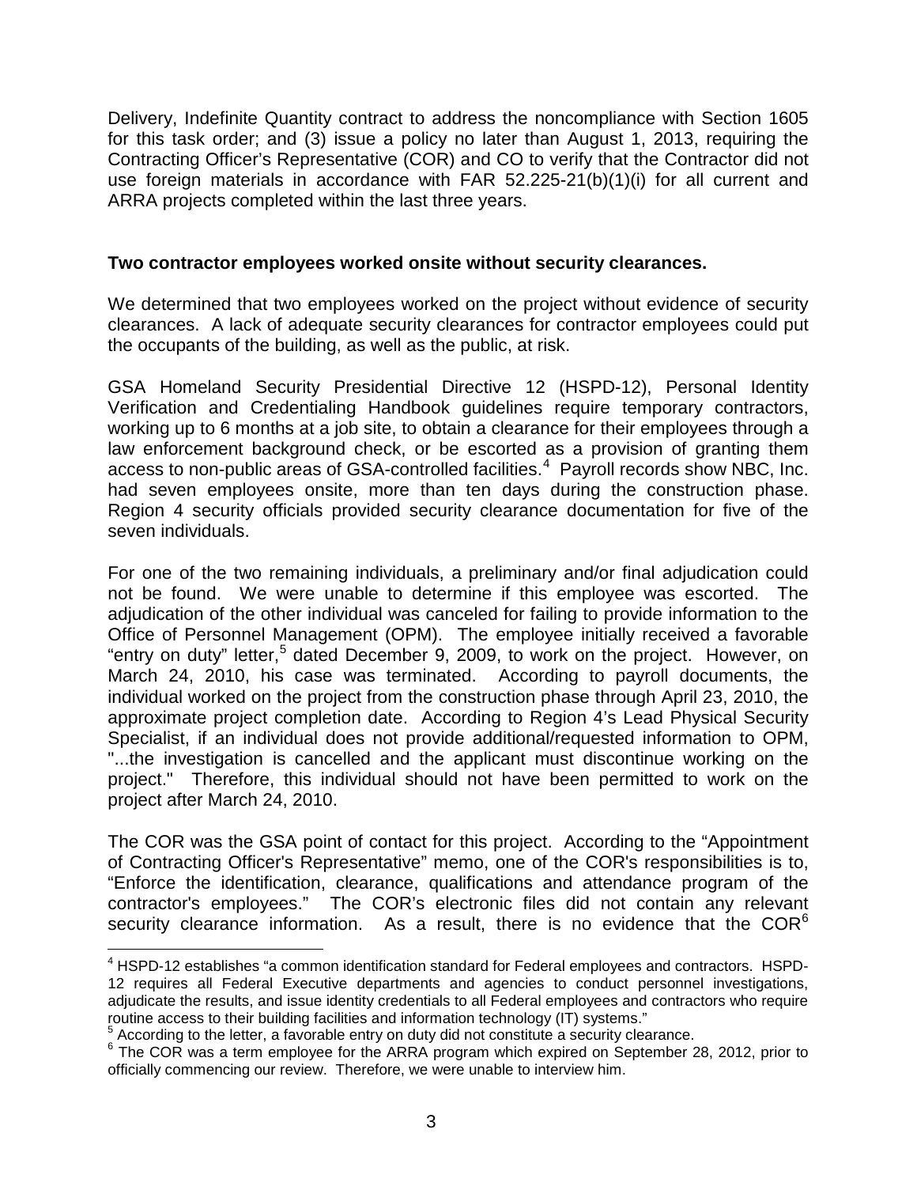Delivery, Indefinite Quantity contract to address the noncompliance with Section 1605 for this task order; and (3) issue a policy no later than August 1, 2013, requiring the Contracting Officer's Representative (COR) and CO to verify that the Contractor did not use foreign materials in accordance with FAR 52.225-21(b)(1)(i) for all current and ARRA projects completed within the last three years.

**Two contractor employees worked onsite without security clearances.**

We determined that two employees worked on the project without evidence of security clearances. A lack of adequate security clearances for contractor employees could put the occupants of the building, as well as the public, at risk.

GSA Homeland Security Presidential Directive 12 (HSPD-12), Personal Identity Verification and Credentialing Handbook guidelines require temporary contractors, working up to 6 months at a job site, to obtain a clearance for their employees through a law enforcement background check, or be escorted as a provision of granting them access to non-public areas of GSA-controlled facilities.[4] Payroll records show NBC, Inc. had seven employees onsite, more than ten days during the construction phase. Region 4 security officials provided security clearance documentation for five of the seven individuals.

For one of the two remaining individuals, a preliminary and/or final adjudication could not be found. We were unable to determine if this employee was escorted. The adjudication of the other individual was canceled for failing to provide information to the Office of Personnel Management (OPM). The employee initially received a favorable "entry on duty" letter,[5] dated December 9, 2009, to work on the project. However, on March 24, 2010, his case was terminated. According to payroll documents, the individual worked on the project from the construction phase through April 23, 2010, the approximate project completion date. According to Region 4's Lead Physical Security Specialist, if an individual does not provide additional/requested information to OPM, "...the investigation is cancelled and the applicant must discontinue working on the project." Therefore, this individual should not have been permitted to work on the project after March 24, 2010.

The COR was the GSA point of contact for this project. According to the "Appointment of Contracting Officer's Representative" memo, one of the COR's responsibilities is to, "Enforce the identification, clearance, qualifications and attendance program of the contractor's employees." The COR's electronic files did not contain any relevant security clearance information. As a result, there is no evidence that the COR[6]

---

[4] HSPD-12 establishes "a common identification standard for Federal employees and contractors. HSPD-12 requires all Federal Executive departments and agencies to conduct personnel investigations, adjudicate the results, and issue identity credentials to all Federal employees and contractors who require routine access to their building facilities and information technology (IT) systems."

[5] According to the letter, a favorable entry on duty did not constitute a security clearance.

[6] The COR was a term employee for the ARRA program which expired on September 28, 2012, prior to officially commencing our review. Therefore, we were unable to interview him.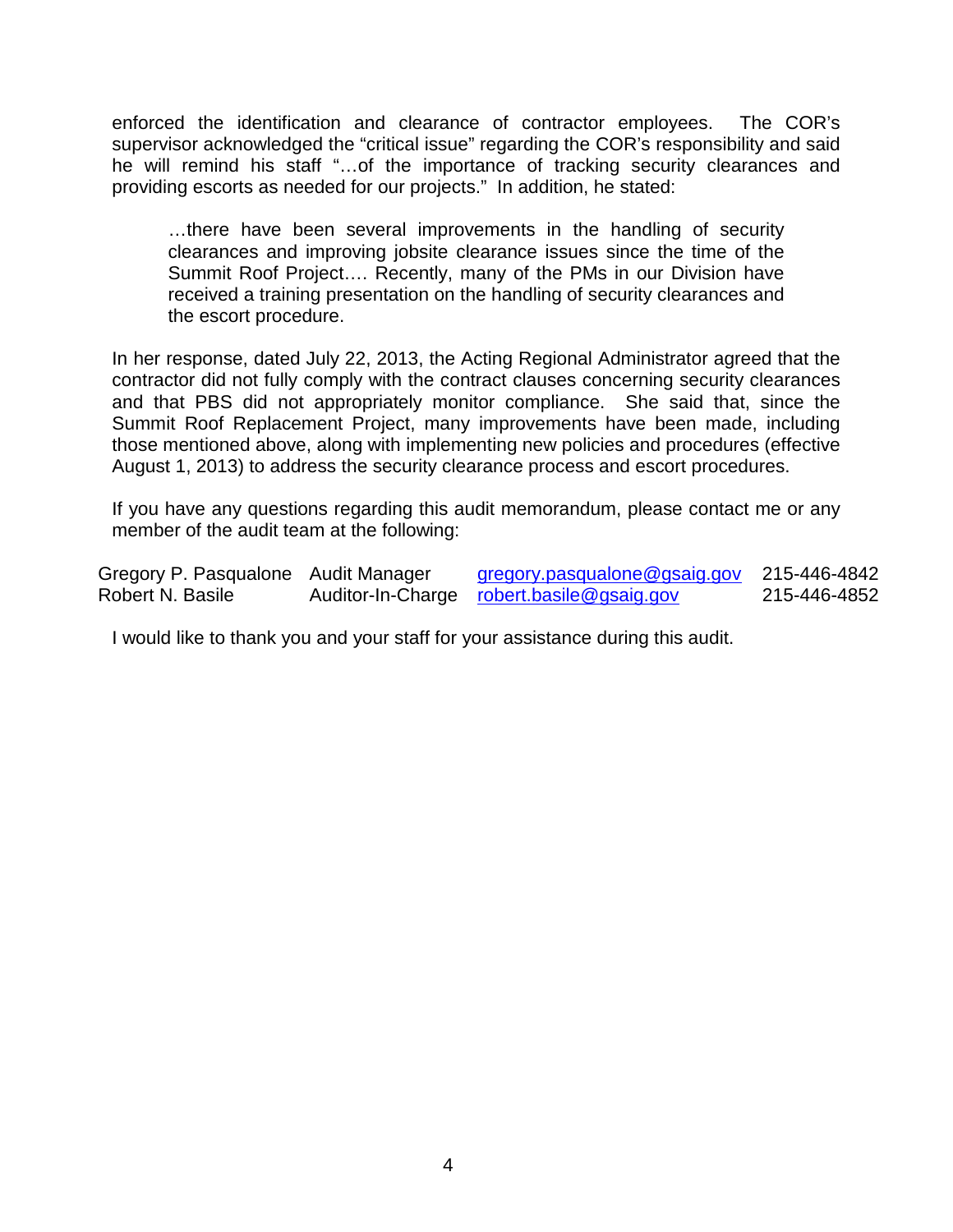enforced the identification and clearance of contractor employees. The COR's supervisor acknowledged the "critical issue" regarding the COR's responsibility and said he will remind his staff "…of the importance of tracking security clearances and providing escorts as needed for our projects." In addition, he stated:

> …there have been several improvements in the handling of security clearances and improving jobsite clearance issues since the time of the Summit Roof Project…. Recently, many of the PMs in our Division have received a training presentation on the handling of security clearances and the escort procedure.

In her response, dated July 22, 2013, the Acting Regional Administrator agreed that the contractor did not fully comply with the contract clauses concerning security clearances and that PBS did not appropriately monitor compliance. She said that, since the Summit Roof Replacement Project, many improvements have been made, including those mentioned above, along with implementing new policies and procedures (effective August 1, 2013) to address the security clearance process and escort procedures.

If you have any questions regarding this audit memorandum, please contact me or any member of the audit team at the following:

| | | | |
|---|---|---|---|
| Gregory P. Pasqualone | Audit Manager | gregory.pasqualone@gsaig.gov | 215-446-4842 |
| Robert N. Basile | Auditor-In-Charge | robert.basile@gsaig.gov | 215-446-4852 |

I would like to thank you and your staff for your assistance during this audit.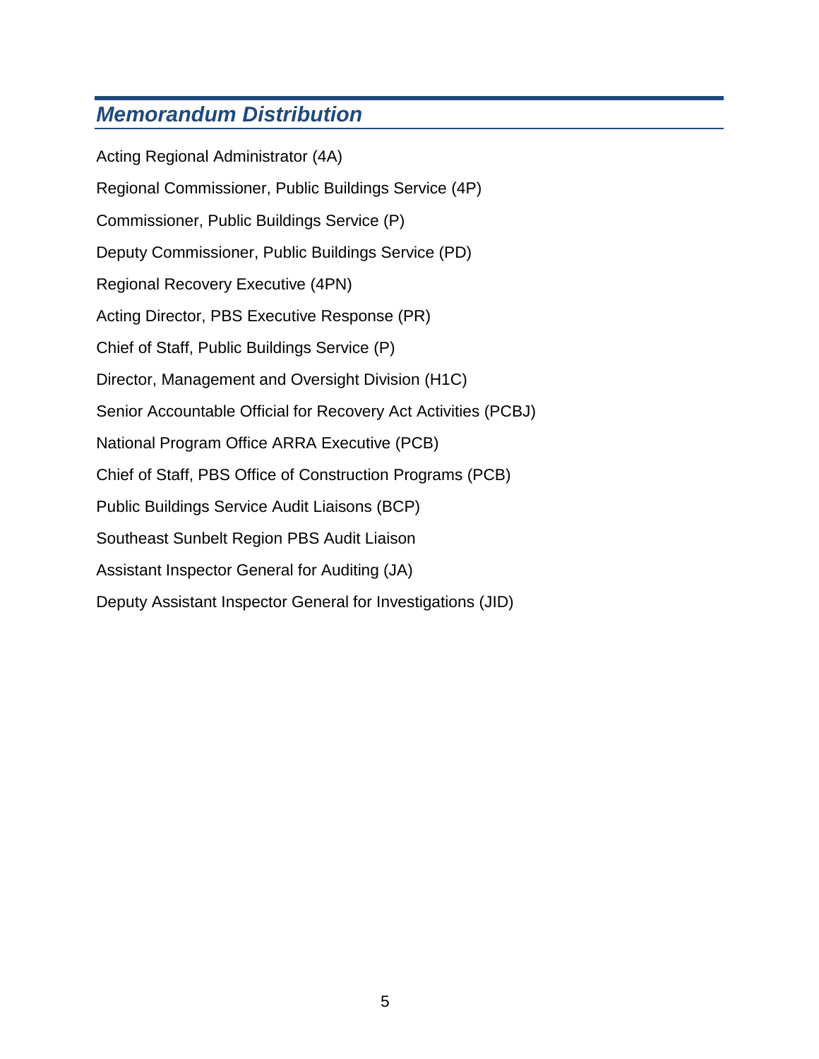## *Memorandum Distribution*

Acting Regional Administrator (4A)

Regional Commissioner, Public Buildings Service (4P)

Commissioner, Public Buildings Service (P)

Deputy Commissioner, Public Buildings Service (PD)

Regional Recovery Executive (4PN)

Acting Director, PBS Executive Response (PR)

Chief of Staff, Public Buildings Service (P)

Director, Management and Oversight Division (H1C)

Senior Accountable Official for Recovery Act Activities (PCBJ)

National Program Office ARRA Executive (PCB)

Chief of Staff, PBS Office of Construction Programs (PCB)

Public Buildings Service Audit Liaisons (BCP)

Southeast Sunbelt Region PBS Audit Liaison

Assistant Inspector General for Auditing (JA)

Deputy Assistant Inspector General for Investigations (JID)